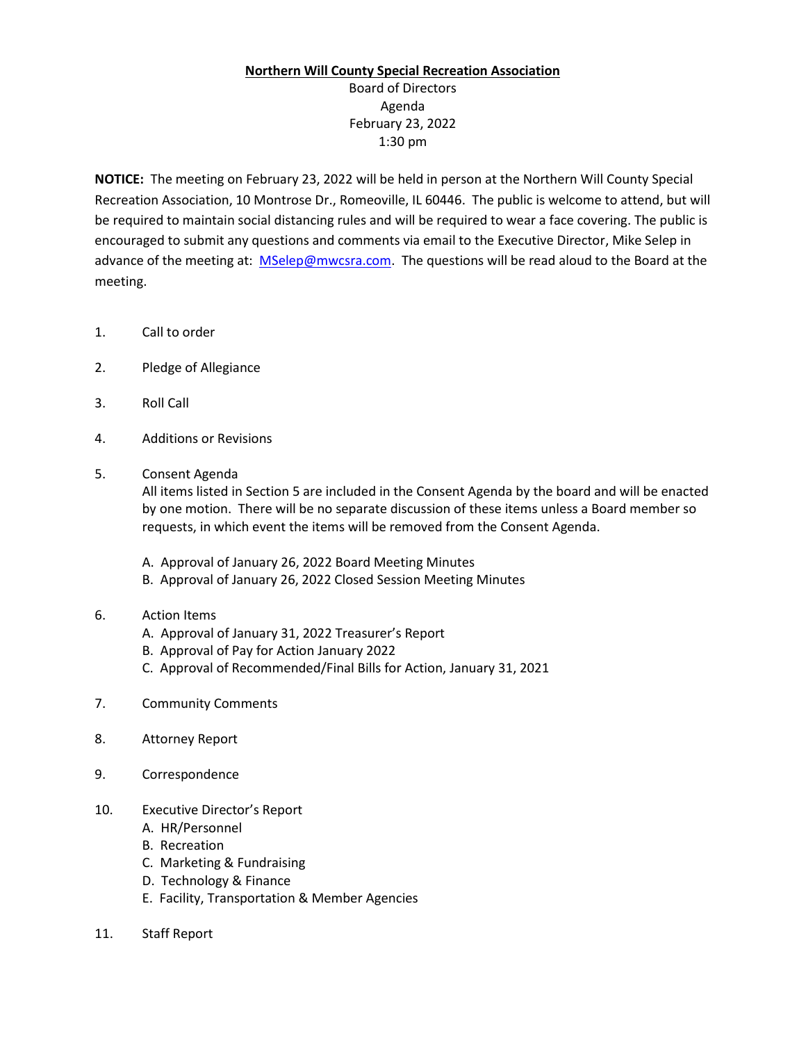**Northern Will County Special Recreation Association**

Board of Directors
Agenda
February 23, 2022
1:30 pm

**NOTICE:** The meeting on February 23, 2022 will be held in person at the Northern Will County Special Recreation Association, 10 Montrose Dr., Romeoville, IL 60446. The public is welcome to attend, but will be required to maintain social distancing rules and will be required to wear a face covering. The public is encouraged to submit any questions and comments via email to the Executive Director, Mike Selep in advance of the meeting at: [MSelep@nwcsra.com](mailto:MSelep@nwcsra.com). The questions will be read aloud to the Board at the meeting.

1. Call to order
2. Pledge of Allegiance
3. Roll Call
4. Additions or Revisions
5. Consent Agenda
   All items listed in Section 5 are included in the Consent Agenda by the board and will be enacted by one motion. There will be no separate discussion of these items unless a Board member so requests, in which event the items will be removed from the Consent Agenda.

   A. Approval of January 26, 2022 Board Meeting Minutes
   B. Approval of January 26, 2022 Closed Session Meeting Minutes

6. Action Items
   A. Approval of January 31, 2022 Treasurer's Report
   B. Approval of Pay for Action January 2022
   C. Approval of Recommended/Final Bills for Action, January 31, 2021
7. Community Comments
8. Attorney Report
9. Correspondence
10. Executive Director's Report
    A. HR/Personnel
    B. Recreation
    C. Marketing & Fundraising
    D. Technology & Finance
    E. Facility, Transportation & Member Agencies
11. Staff Report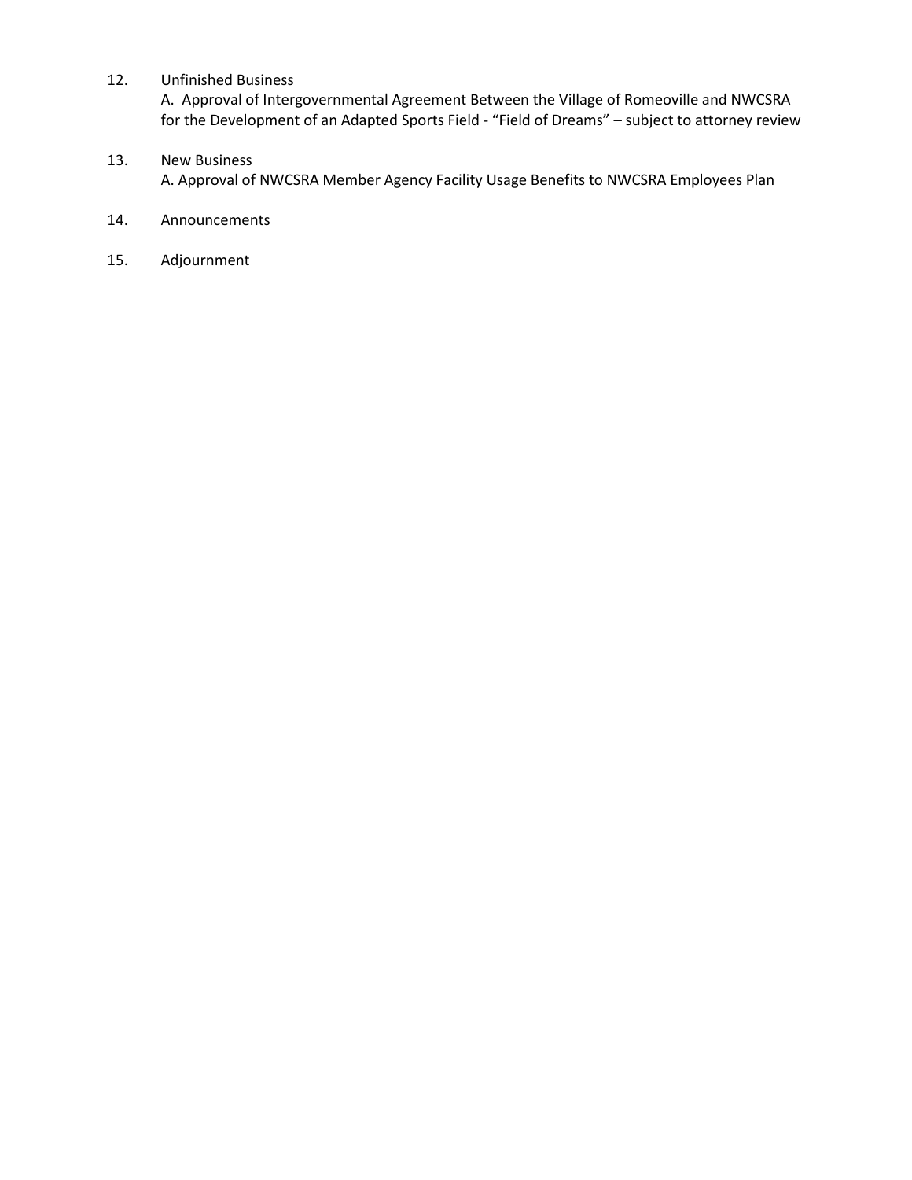12. Unfinished Business

    A. Approval of Intergovernmental Agreement Between the Village of Romeoville and NWCSRA for the Development of an Adapted Sports Field - "Field of Dreams" – subject to attorney review

13. New Business

    A. Approval of NWCSRA Member Agency Facility Usage Benefits to NWCSRA Employees Plan

14. Announcements

15. Adjournment